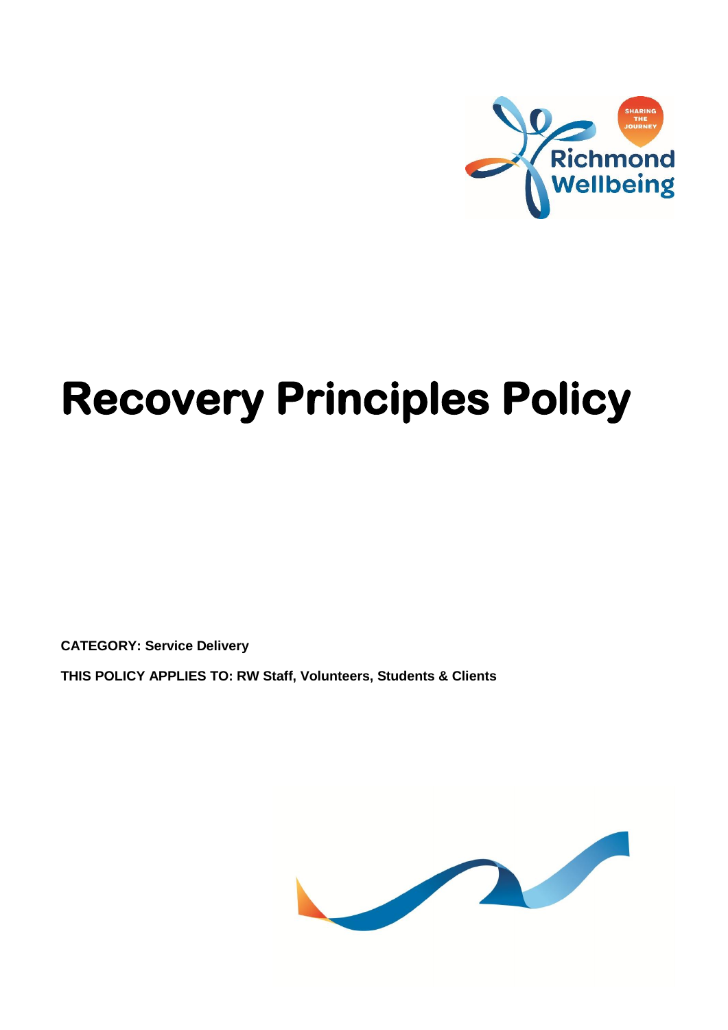# Recovery Principles Policy

**CATEGORY: Service Delivery**

**THIS POLICY APPLIES TO: RW Staff, Volunteers, Students & Clients**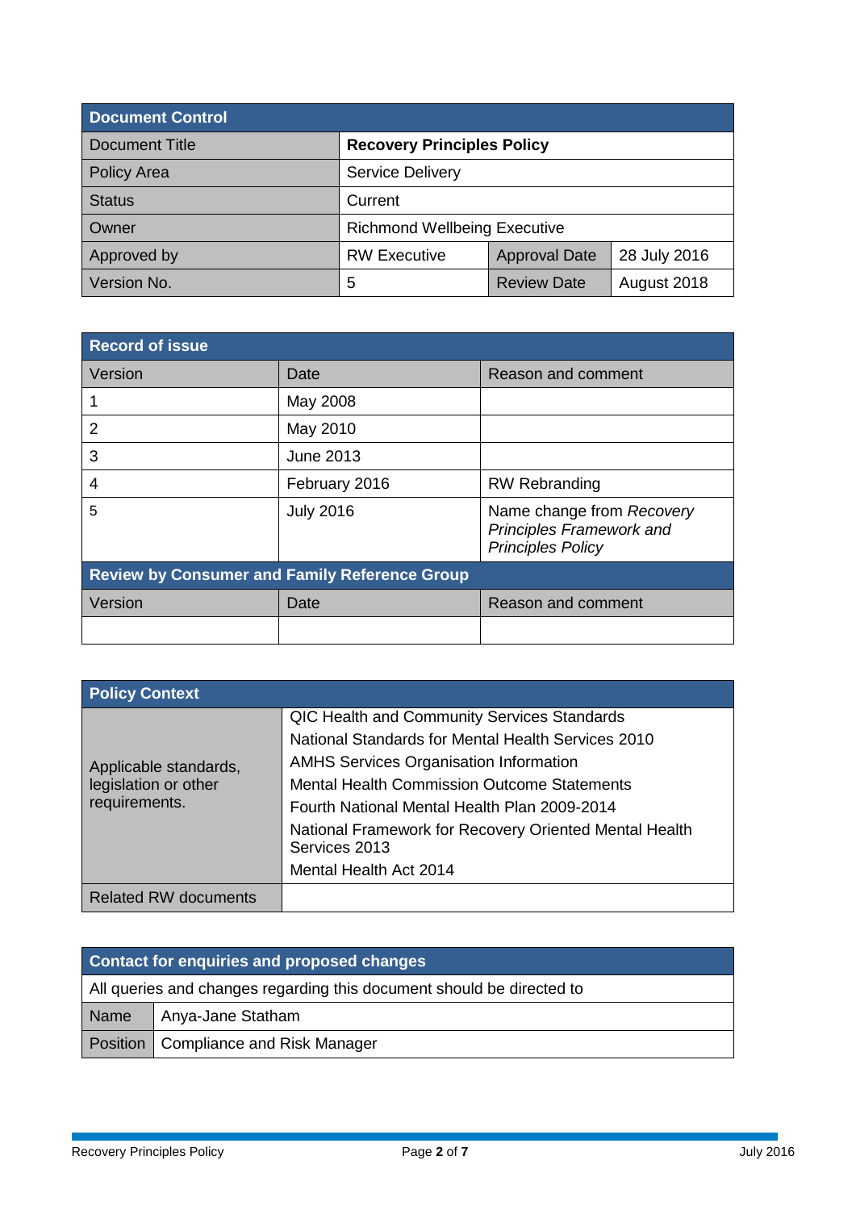| Document Control | | | |
|---|---|---|---|
| Document Title | **Recovery Principles Policy** | | |
| Policy Area | Service Delivery | | |
| Status | Current | | |
| Owner | Richmond Wellbeing Executive | | |
| Approved by | RW Executive | Approval Date | 28 July 2016 |
| Version No. | 5 | Review Date | August 2018 |

| Record of issue | | |
|---|---|---|
| Version | Date | Reason and comment |
| 1 | May 2008 | |
| 2 | May 2010 | |
| 3 | June 2013 | |
| 4 | February 2016 | RW Rebranding |
| 5 | July 2016 | Name change from *Recovery Principles Framework and Principles Policy* |
| **Review by Consumer and Family Reference Group** | | |
| Version | Date | Reason and comment |
| | | |

| Policy Context | |
|---|---|
| Applicable standards, legislation or other requirements. | QIC Health and Community Services Standards<br>National Standards for Mental Health Services 2010<br>AMHS Services Organisation Information<br>Mental Health Commission Outcome Statements<br>Fourth National Mental Health Plan 2009-2014<br>National Framework for Recovery Oriented Mental Health Services 2013<br>Mental Health Act 2014 |
| Related RW documents | |

| Contact for enquiries and proposed changes | |
|---|---|
| All queries and changes regarding this document should be directed to | |
| Name | Anya-Jane Statham |
| Position | Compliance and Risk Manager |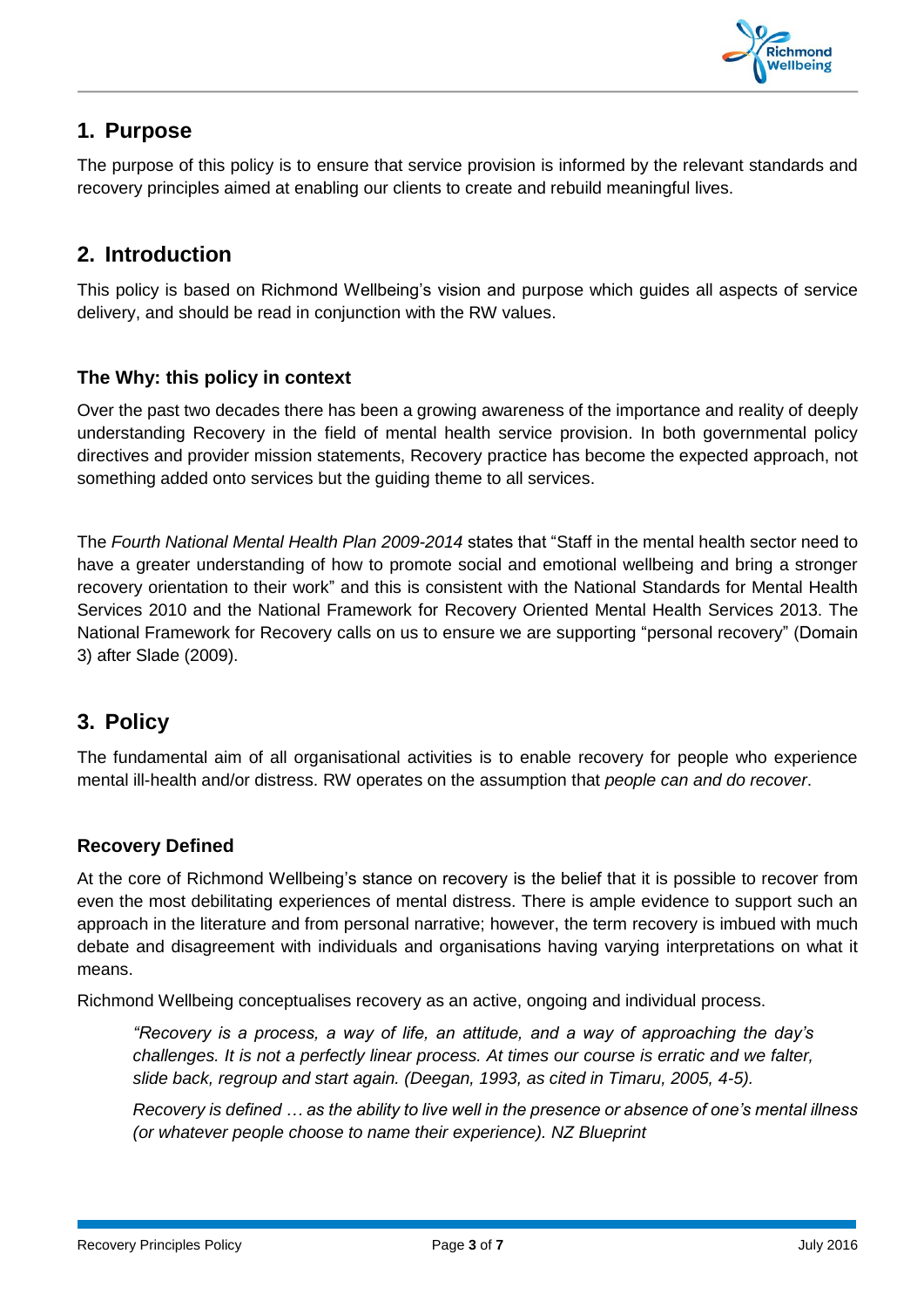## 1. Purpose

The purpose of this policy is to ensure that service provision is informed by the relevant standards and recovery principles aimed at enabling our clients to create and rebuild meaningful lives.

## 2. Introduction

This policy is based on Richmond Wellbeing's vision and purpose which guides all aspects of service delivery, and should be read in conjunction with the RW values.

### The Why: this policy in context

Over the past two decades there has been a growing awareness of the importance and reality of deeply understanding Recovery in the field of mental health service provision. In both governmental policy directives and provider mission statements, Recovery practice has become the expected approach, not something added onto services but the guiding theme to all services.

The *Fourth National Mental Health Plan 2009-2014* states that "Staff in the mental health sector need to have a greater understanding of how to promote social and emotional wellbeing and bring a stronger recovery orientation to their work" and this is consistent with the National Standards for Mental Health Services 2010 and the National Framework for Recovery Oriented Mental Health Services 2013. The National Framework for Recovery calls on us to ensure we are supporting "personal recovery" (Domain 3) after Slade (2009).

## 3. Policy

The fundamental aim of all organisational activities is to enable recovery for people who experience mental ill-health and/or distress. RW operates on the assumption that *people can and do recover*.

### Recovery Defined

At the core of Richmond Wellbeing's stance on recovery is the belief that it is possible to recover from even the most debilitating experiences of mental distress. There is ample evidence to support such an approach in the literature and from personal narrative; however, the term recovery is imbued with much debate and disagreement with individuals and organisations having varying interpretations on what it means.

Richmond Wellbeing conceptualises recovery as an active, ongoing and individual process.

> *"Recovery is a process, a way of life, an attitude, and a way of approaching the day's challenges. It is not a perfectly linear process. At times our course is erratic and we falter, slide back, regroup and start again. (Deegan, 1993, as cited in Timaru, 2005, 4-5).*
>
> *Recovery is defined … as the ability to live well in the presence or absence of one's mental illness (or whatever people choose to name their experience). NZ Blueprint*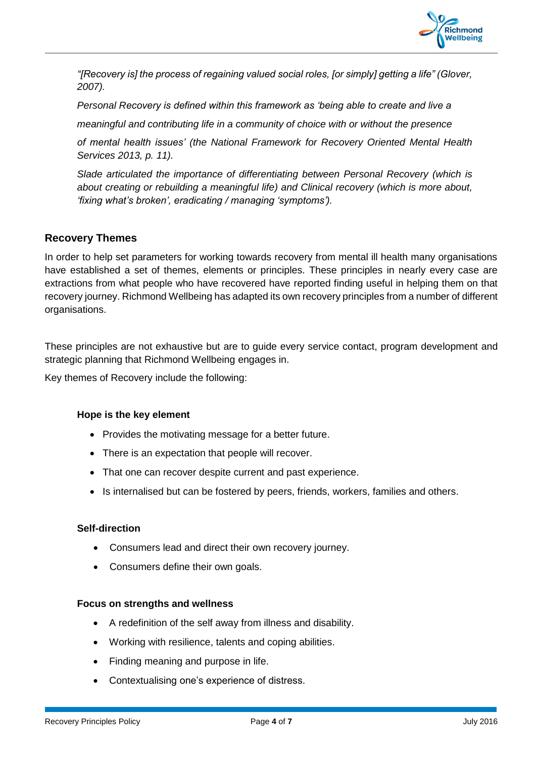*"[Recovery is] the process of regaining valued social roles, [or simply] getting a life" (Glover, 2007).*

*Personal Recovery is defined within this framework as 'being able to create and live a meaningful and contributing life in a community of choice with or without the presence of mental health issues' (the National Framework for Recovery Oriented Mental Health Services 2013, p. 11).*

*Slade articulated the importance of differentiating between Personal Recovery (which is about creating or rebuilding a meaningful life) and Clinical recovery (which is more about, 'fixing what's broken', eradicating / managing 'symptoms').*

## Recovery Themes

In order to help set parameters for working towards recovery from mental ill health many organisations have established a set of themes, elements or principles. These principles in nearly every case are extractions from what people who have recovered have reported finding useful in helping them on that recovery journey. Richmond Wellbeing has adapted its own recovery principles from a number of different organisations.

These principles are not exhaustive but are to guide every service contact, program development and strategic planning that Richmond Wellbeing engages in.

Key themes of Recovery include the following:

**Hope is the key element**

- Provides the motivating message for a better future.
- There is an expectation that people will recover.
- That one can recover despite current and past experience.
- Is internalised but can be fostered by peers, friends, workers, families and others.

**Self-direction**

- Consumers lead and direct their own recovery journey.
- Consumers define their own goals.

**Focus on strengths and wellness**

- A redefinition of the self away from illness and disability.
- Working with resilience, talents and coping abilities.
- Finding meaning and purpose in life.
- Contextualising one's experience of distress.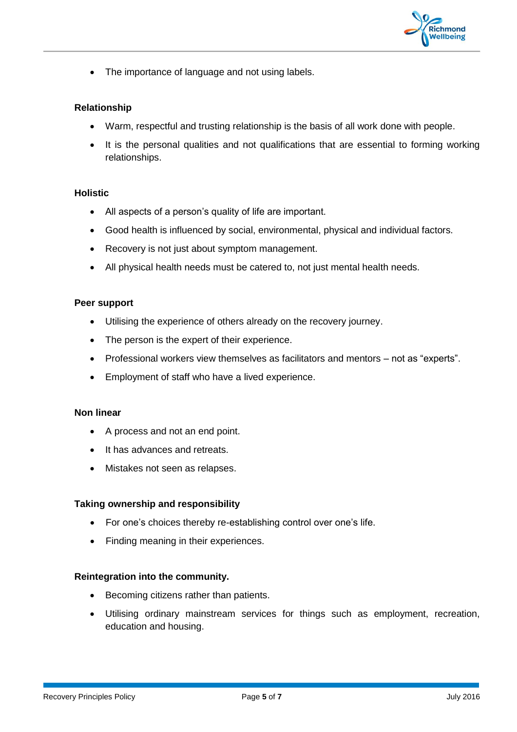- The importance of language and not using labels.

**Relationship**

- Warm, respectful and trusting relationship is the basis of all work done with people.
- It is the personal qualities and not qualifications that are essential to forming working relationships.

**Holistic**

- All aspects of a person's quality of life are important.
- Good health is influenced by social, environmental, physical and individual factors.
- Recovery is not just about symptom management.
- All physical health needs must be catered to, not just mental health needs.

**Peer support**

- Utilising the experience of others already on the recovery journey.
- The person is the expert of their experience.
- Professional workers view themselves as facilitators and mentors – not as "experts".
- Employment of staff who have a lived experience.

**Non linear**

- A process and not an end point.
- It has advances and retreats.
- Mistakes not seen as relapses.

**Taking ownership and responsibility**

- For one's choices thereby re-establishing control over one's life.
- Finding meaning in their experiences.

**Reintegration into the community.**

- Becoming citizens rather than patients.
- Utilising ordinary mainstream services for things such as employment, recreation, education and housing.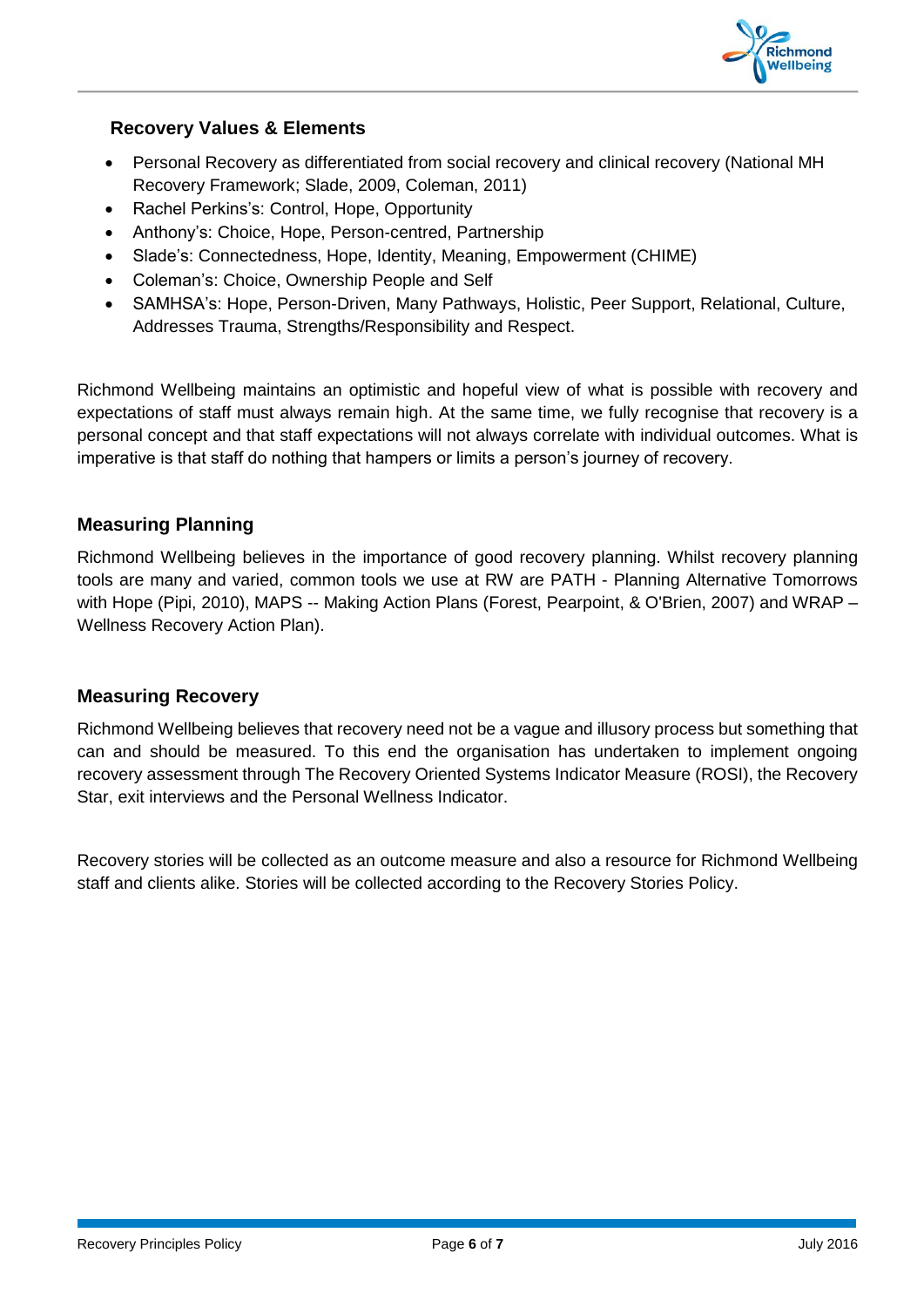### Recovery Values & Elements

- Personal Recovery as differentiated from social recovery and clinical recovery (National MH Recovery Framework; Slade, 2009, Coleman, 2011)
- Rachel Perkins's: Control, Hope, Opportunity
- Anthony's: Choice, Hope, Person-centred, Partnership
- Slade's: Connectedness, Hope, Identity, Meaning, Empowerment (CHIME)
- Coleman's: Choice, Ownership People and Self
- SAMHSA's: Hope, Person-Driven, Many Pathways, Holistic, Peer Support, Relational, Culture, Addresses Trauma, Strengths/Responsibility and Respect.

Richmond Wellbeing maintains an optimistic and hopeful view of what is possible with recovery and expectations of staff must always remain high. At the same time, we fully recognise that recovery is a personal concept and that staff expectations will not always correlate with individual outcomes. What is imperative is that staff do nothing that hampers or limits a person's journey of recovery.

## Measuring Planning

Richmond Wellbeing believes in the importance of good recovery planning. Whilst recovery planning tools are many and varied, common tools we use at RW are PATH - Planning Alternative Tomorrows with Hope (Pipi, 2010), MAPS -- Making Action Plans (Forest, Pearpoint, & O'Brien, 2007) and WRAP – Wellness Recovery Action Plan).

## Measuring Recovery

Richmond Wellbeing believes that recovery need not be a vague and illusory process but something that can and should be measured. To this end the organisation has undertaken to implement ongoing recovery assessment through The Recovery Oriented Systems Indicator Measure (ROSI), the Recovery Star, exit interviews and the Personal Wellness Indicator.

Recovery stories will be collected as an outcome measure and also a resource for Richmond Wellbeing staff and clients alike. Stories will be collected according to the Recovery Stories Policy.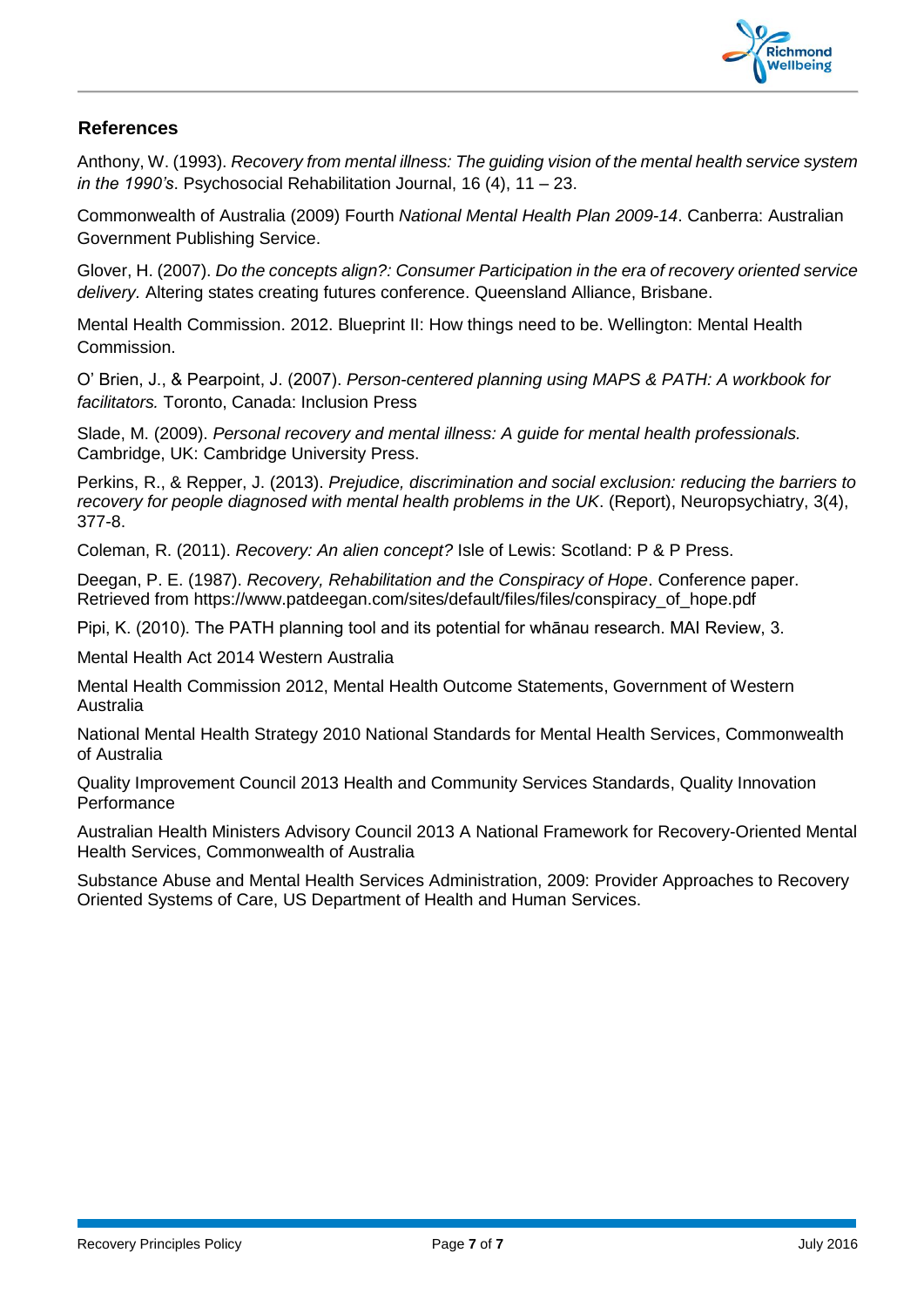## References

Anthony, W. (1993). *Recovery from mental illness: The guiding vision of the mental health service system in the 1990's*. Psychosocial Rehabilitation Journal, 16 (4), 11 – 23.

Commonwealth of Australia (2009) Fourth *National Mental Health Plan 2009-14*. Canberra: Australian Government Publishing Service.

Glover, H. (2007). *Do the concepts align?: Consumer Participation in the era of recovery oriented service delivery.* Altering states creating futures conference. Queensland Alliance, Brisbane.

Mental Health Commission. 2012. Blueprint II: How things need to be. Wellington: Mental Health Commission.

O' Brien, J., & Pearpoint, J. (2007). *Person-centered planning using MAPS & PATH: A workbook for facilitators.* Toronto, Canada: Inclusion Press

Slade, M. (2009). *Personal recovery and mental illness: A guide for mental health professionals.* Cambridge, UK: Cambridge University Press.

Perkins, R., & Repper, J. (2013). *Prejudice, discrimination and social exclusion: reducing the barriers to recovery for people diagnosed with mental health problems in the UK*. (Report), Neuropsychiatry, 3(4), 377-8.

Coleman, R. (2011). *Recovery: An alien concept?* Isle of Lewis: Scotland: P & P Press.

Deegan, P. E. (1987). *Recovery, Rehabilitation and the Conspiracy of Hope*. Conference paper. Retrieved from https://www.patdeegan.com/sites/default/files/files/conspiracy_of_hope.pdf

Pipi, K. (2010). The PATH planning tool and its potential for whānau research. MAI Review, 3.

Mental Health Act 2014 Western Australia

Mental Health Commission 2012, Mental Health Outcome Statements, Government of Western Australia

National Mental Health Strategy 2010 National Standards for Mental Health Services, Commonwealth of Australia

Quality Improvement Council 2013 Health and Community Services Standards, Quality Innovation Performance

Australian Health Ministers Advisory Council 2013 A National Framework for Recovery-Oriented Mental Health Services, Commonwealth of Australia

Substance Abuse and Mental Health Services Administration, 2009: Provider Approaches to Recovery Oriented Systems of Care, US Department of Health and Human Services.